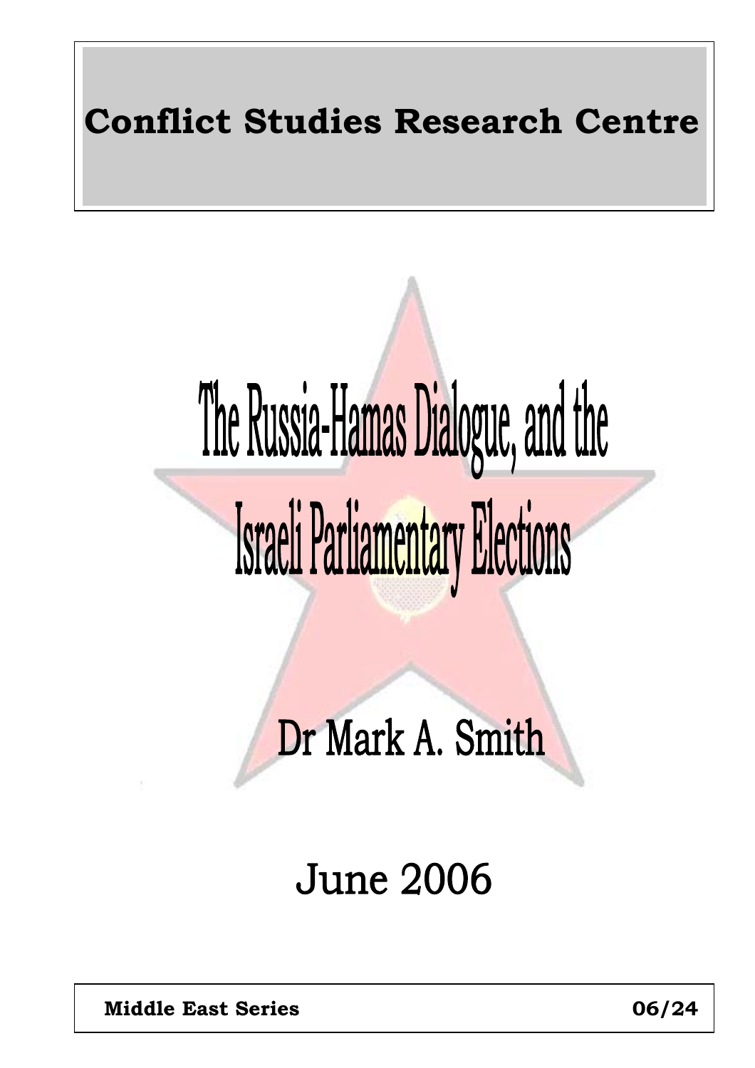**Conflict Studies Research Centre**

# The Russia-Hamas Dialogue, and the Israeli Parliamentary Elections

## Dr Mark A. Smith

June 2006

**Middle East Series** **06/24**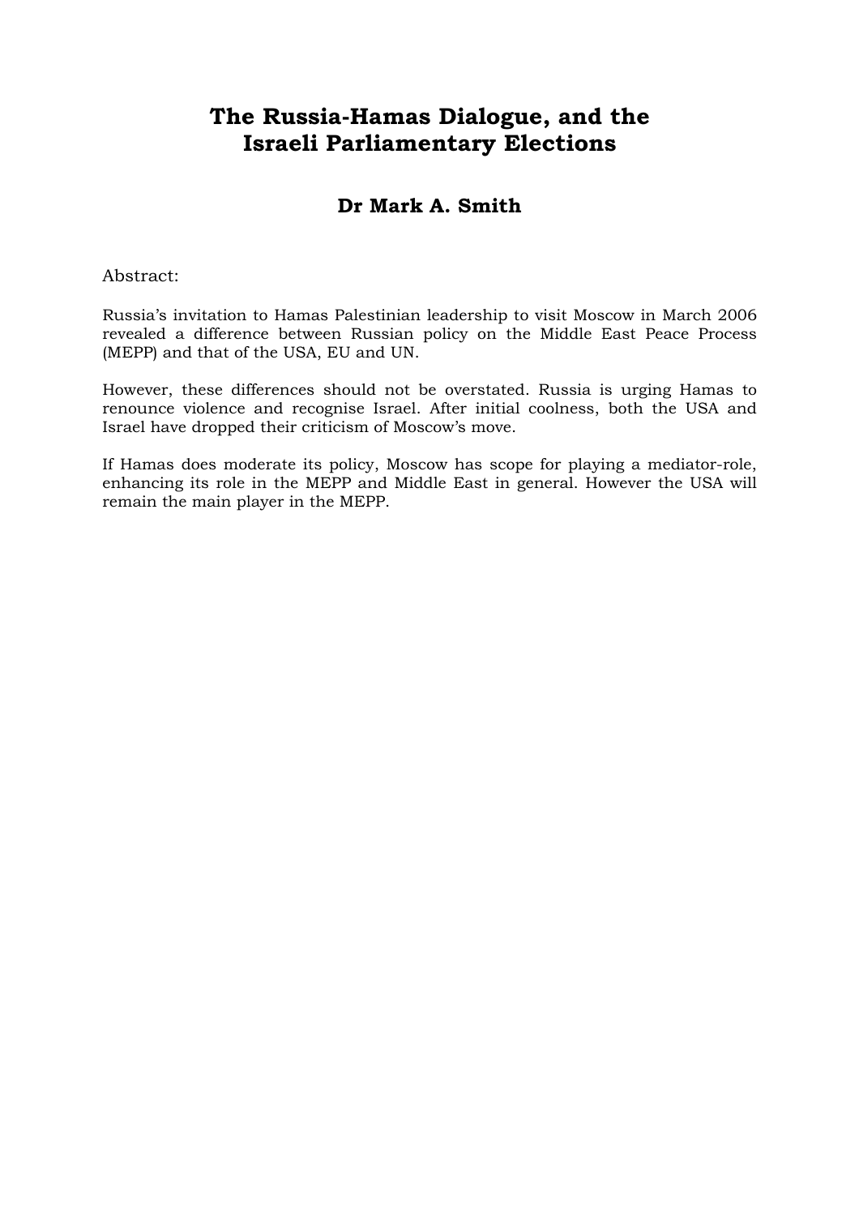# The Russia-Hamas Dialogue, and the Israeli Parliamentary Elections

## Dr Mark A. Smith

Abstract:

Russia's invitation to Hamas Palestinian leadership to visit Moscow in March 2006 revealed a difference between Russian policy on the Middle East Peace Process (MEPP) and that of the USA, EU and UN.

However, these differences should not be overstated. Russia is urging Hamas to renounce violence and recognise Israel. After initial coolness, both the USA and Israel have dropped their criticism of Moscow's move.

If Hamas does moderate its policy, Moscow has scope for playing a mediator-role, enhancing its role in the MEPP and Middle East in general. However the USA will remain the main player in the MEPP.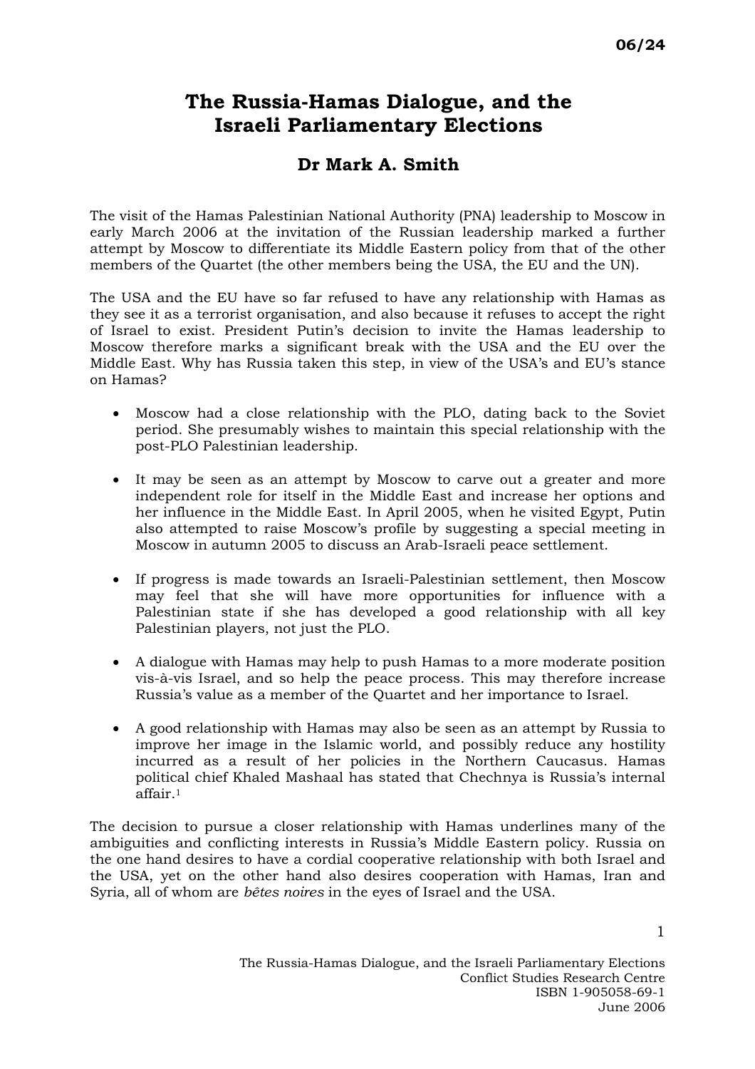# The Russia-Hamas Dialogue, and the Israeli Parliamentary Elections

## Dr Mark A. Smith

The visit of the Hamas Palestinian National Authority (PNA) leadership to Moscow in early March 2006 at the invitation of the Russian leadership marked a further attempt by Moscow to differentiate its Middle Eastern policy from that of the other members of the Quartet (the other members being the USA, the EU and the UN).

The USA and the EU have so far refused to have any relationship with Hamas as they see it as a terrorist organisation, and also because it refuses to accept the right of Israel to exist. President Putin's decision to invite the Hamas leadership to Moscow therefore marks a significant break with the USA and the EU over the Middle East. Why has Russia taken this step, in view of the USA's and EU's stance on Hamas?

- Moscow had a close relationship with the PLO, dating back to the Soviet period. She presumably wishes to maintain this special relationship with the post-PLO Palestinian leadership.

- It may be seen as an attempt by Moscow to carve out a greater and more independent role for itself in the Middle East and increase her options and her influence in the Middle East. In April 2005, when he visited Egypt, Putin also attempted to raise Moscow's profile by suggesting a special meeting in Moscow in autumn 2005 to discuss an Arab-Israeli peace settlement.

- If progress is made towards an Israeli-Palestinian settlement, then Moscow may feel that she will have more opportunities for influence with a Palestinian state if she has developed a good relationship with all key Palestinian players, not just the PLO.

- A dialogue with Hamas may help to push Hamas to a more moderate position vis-à-vis Israel, and so help the peace process. This may therefore increase Russia's value as a member of the Quartet and her importance to Israel.

- A good relationship with Hamas may also be seen as an attempt by Russia to improve her image in the Islamic world, and possibly reduce any hostility incurred as a result of her policies in the Northern Caucasus. Hamas political chief Khaled Mashaal has stated that Chechnya is Russia's internal affair.[1]

The decision to pursue a closer relationship with Hamas underlines many of the ambiguities and conflicting interests in Russia's Middle Eastern policy. Russia on the one hand desires to have a cordial cooperative relationship with both Israel and the USA, yet on the other hand also desires cooperation with Hamas, Iran and Syria, all of whom are *bêtes noires* in the eyes of Israel and the USA.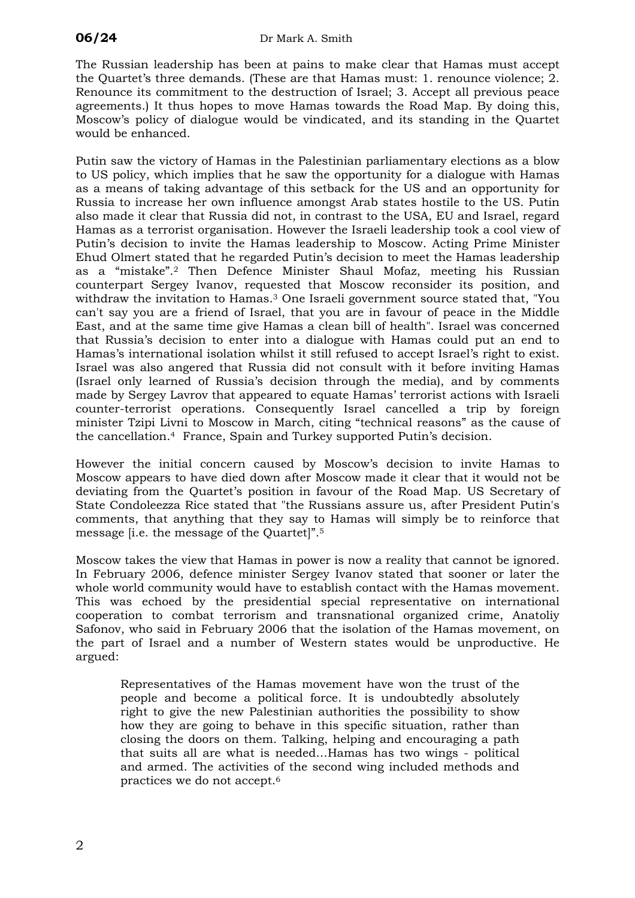The Russian leadership has been at pains to make clear that Hamas must accept the Quartet's three demands. (These are that Hamas must: 1. renounce violence; 2. Renounce its commitment to the destruction of Israel; 3. Accept all previous peace agreements.) It thus hopes to move Hamas towards the Road Map. By doing this, Moscow's policy of dialogue would be vindicated, and its standing in the Quartet would be enhanced.

Putin saw the victory of Hamas in the Palestinian parliamentary elections as a blow to US policy, which implies that he saw the opportunity for a dialogue with Hamas as a means of taking advantage of this setback for the US and an opportunity for Russia to increase her own influence amongst Arab states hostile to the US. Putin also made it clear that Russia did not, in contrast to the USA, EU and Israel, regard Hamas as a terrorist organisation. However the Israeli leadership took a cool view of Putin's decision to invite the Hamas leadership to Moscow. Acting Prime Minister Ehud Olmert stated that he regarded Putin's decision to meet the Hamas leadership as a "mistake".[2] Then Defence Minister Shaul Mofaz, meeting his Russian counterpart Sergey Ivanov, requested that Moscow reconsider its position, and withdraw the invitation to Hamas.[3] One Israeli government source stated that, "You can't say you are a friend of Israel, that you are in favour of peace in the Middle East, and at the same time give Hamas a clean bill of health". Israel was concerned that Russia's decision to enter into a dialogue with Hamas could put an end to Hamas's international isolation whilst it still refused to accept Israel's right to exist. Israel was also angered that Russia did not consult with it before inviting Hamas (Israel only learned of Russia's decision through the media), and by comments made by Sergey Lavrov that appeared to equate Hamas' terrorist actions with Israeli counter-terrorist operations. Consequently Israel cancelled a trip by foreign minister Tzipi Livni to Moscow in March, citing "technical reasons" as the cause of the cancellation.[4] France, Spain and Turkey supported Putin's decision.

However the initial concern caused by Moscow's decision to invite Hamas to Moscow appears to have died down after Moscow made it clear that it would not be deviating from the Quartet's position in favour of the Road Map. US Secretary of State Condoleezza Rice stated that "the Russians assure us, after President Putin's comments, that anything that they say to Hamas will simply be to reinforce that message [i.e. the message of the Quartet]".[5]

Moscow takes the view that Hamas in power is now a reality that cannot be ignored. In February 2006, defence minister Sergey Ivanov stated that sooner or later the whole world community would have to establish contact with the Hamas movement. This was echoed by the presidential special representative on international cooperation to combat terrorism and transnational organized crime, Anatoliy Safonov, who said in February 2006 that the isolation of the Hamas movement, on the part of Israel and a number of Western states would be unproductive. He argued:

> Representatives of the Hamas movement have won the trust of the people and become a political force. It is undoubtedly absolutely right to give the new Palestinian authorities the possibility to show how they are going to behave in this specific situation, rather than closing the doors on them. Talking, helping and encouraging a path that suits all are what is needed...Hamas has two wings - political and armed. The activities of the second wing included methods and practices we do not accept.[6]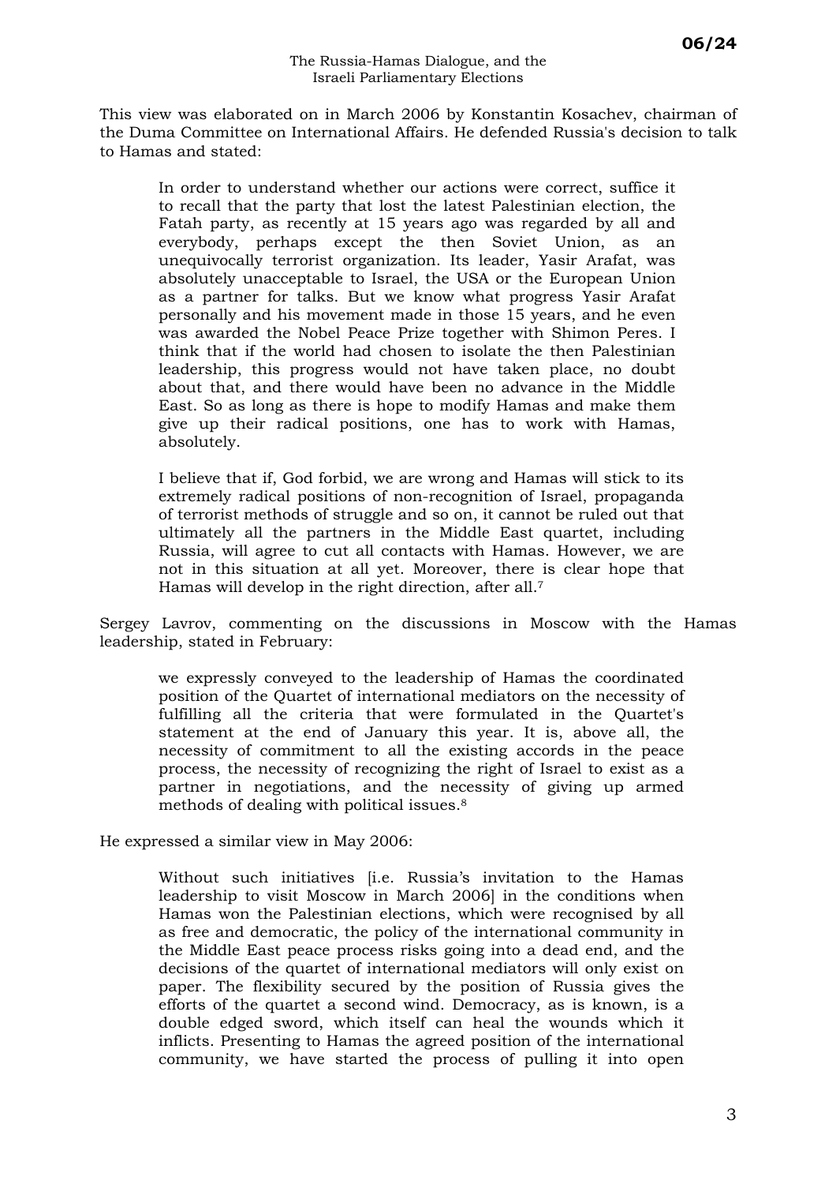This view was elaborated on in March 2006 by Konstantin Kosachev, chairman of the Duma Committee on International Affairs. He defended Russia's decision to talk to Hamas and stated:

> In order to understand whether our actions were correct, suffice it to recall that the party that lost the latest Palestinian election, the Fatah party, as recently at 15 years ago was regarded by all and everybody, perhaps except the then Soviet Union, as an unequivocally terrorist organization. Its leader, Yasir Arafat, was absolutely unacceptable to Israel, the USA or the European Union as a partner for talks. But we know what progress Yasir Arafat personally and his movement made in those 15 years, and he even was awarded the Nobel Peace Prize together with Shimon Peres. I think that if the world had chosen to isolate the then Palestinian leadership, this progress would not have taken place, no doubt about that, and there would have been no advance in the Middle East. So as long as there is hope to modify Hamas and make them give up their radical positions, one has to work with Hamas, absolutely.
>
> I believe that if, God forbid, we are wrong and Hamas will stick to its extremely radical positions of non-recognition of Israel, propaganda of terrorist methods of struggle and so on, it cannot be ruled out that ultimately all the partners in the Middle East quartet, including Russia, will agree to cut all contacts with Hamas. However, we are not in this situation at all yet. Moreover, there is clear hope that Hamas will develop in the right direction, after all.[7]

Sergey Lavrov, commenting on the discussions in Moscow with the Hamas leadership, stated in February:

> we expressly conveyed to the leadership of Hamas the coordinated position of the Quartet of international mediators on the necessity of fulfilling all the criteria that were formulated in the Quartet's statement at the end of January this year. It is, above all, the necessity of commitment to all the existing accords in the peace process, the necessity of recognizing the right of Israel to exist as a partner in negotiations, and the necessity of giving up armed methods of dealing with political issues.[8]

He expressed a similar view in May 2006:

> Without such initiatives [i.e. Russia's invitation to the Hamas leadership to visit Moscow in March 2006] in the conditions when Hamas won the Palestinian elections, which were recognised by all as free and democratic, the policy of the international community in the Middle East peace process risks going into a dead end, and the decisions of the quartet of international mediators will only exist on paper. The flexibility secured by the position of Russia gives the efforts of the quartet a second wind. Democracy, as is known, is a double edged sword, which itself can heal the wounds which it inflicts. Presenting to Hamas the agreed position of the international community, we have started the process of pulling it into open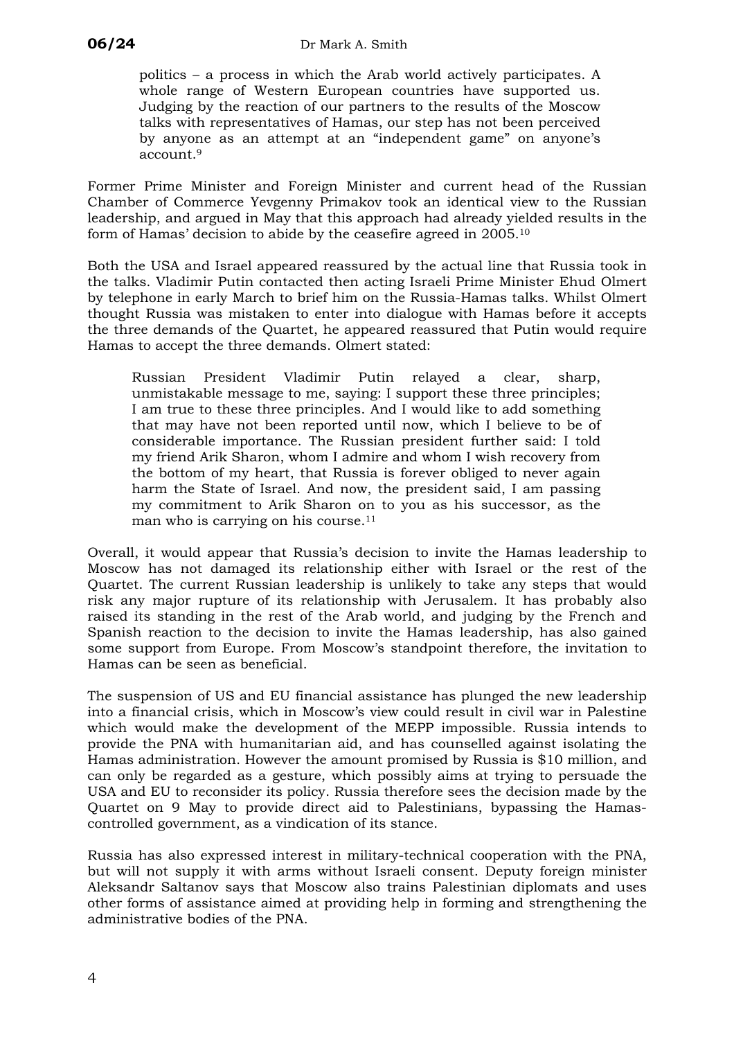politics – a process in which the Arab world actively participates. A whole range of Western European countries have supported us. Judging by the reaction of our partners to the results of the Moscow talks with representatives of Hamas, our step has not been perceived by anyone as an attempt at an "independent game" on anyone's account.[9]

Former Prime Minister and Foreign Minister and current head of the Russian Chamber of Commerce Yevgenny Primakov took an identical view to the Russian leadership, and argued in May that this approach had already yielded results in the form of Hamas' decision to abide by the ceasefire agreed in 2005.[10]

Both the USA and Israel appeared reassured by the actual line that Russia took in the talks. Vladimir Putin contacted then acting Israeli Prime Minister Ehud Olmert by telephone in early March to brief him on the Russia-Hamas talks. Whilst Olmert thought Russia was mistaken to enter into dialogue with Hamas before it accepts the three demands of the Quartet, he appeared reassured that Putin would require Hamas to accept the three demands. Olmert stated:

> Russian President Vladimir Putin relayed a clear, sharp, unmistakable message to me, saying: I support these three principles; I am true to these three principles. And I would like to add something that may have not been reported until now, which I believe to be of considerable importance. The Russian president further said: I told my friend Arik Sharon, whom I admire and whom I wish recovery from the bottom of my heart, that Russia is forever obliged to never again harm the State of Israel. And now, the president said, I am passing my commitment to Arik Sharon on to you as his successor, as the man who is carrying on his course.[11]

Overall, it would appear that Russia's decision to invite the Hamas leadership to Moscow has not damaged its relationship either with Israel or the rest of the Quartet. The current Russian leadership is unlikely to take any steps that would risk any major rupture of its relationship with Jerusalem. It has probably also raised its standing in the rest of the Arab world, and judging by the French and Spanish reaction to the decision to invite the Hamas leadership, has also gained some support from Europe. From Moscow's standpoint therefore, the invitation to Hamas can be seen as beneficial.

The suspension of US and EU financial assistance has plunged the new leadership into a financial crisis, which in Moscow's view could result in civil war in Palestine which would make the development of the MEPP impossible. Russia intends to provide the PNA with humanitarian aid, and has counselled against isolating the Hamas administration. However the amount promised by Russia is $10 million, and can only be regarded as a gesture, which possibly aims at trying to persuade the USA and EU to reconsider its policy. Russia therefore sees the decision made by the Quartet on 9 May to provide direct aid to Palestinians, bypassing the Hamas-controlled government, as a vindication of its stance.

Russia has also expressed interest in military-technical cooperation with the PNA, but will not supply it with arms without Israeli consent. Deputy foreign minister Aleksandr Saltanov says that Moscow also trains Palestinian diplomats and uses other forms of assistance aimed at providing help in forming and strengthening the administrative bodies of the PNA.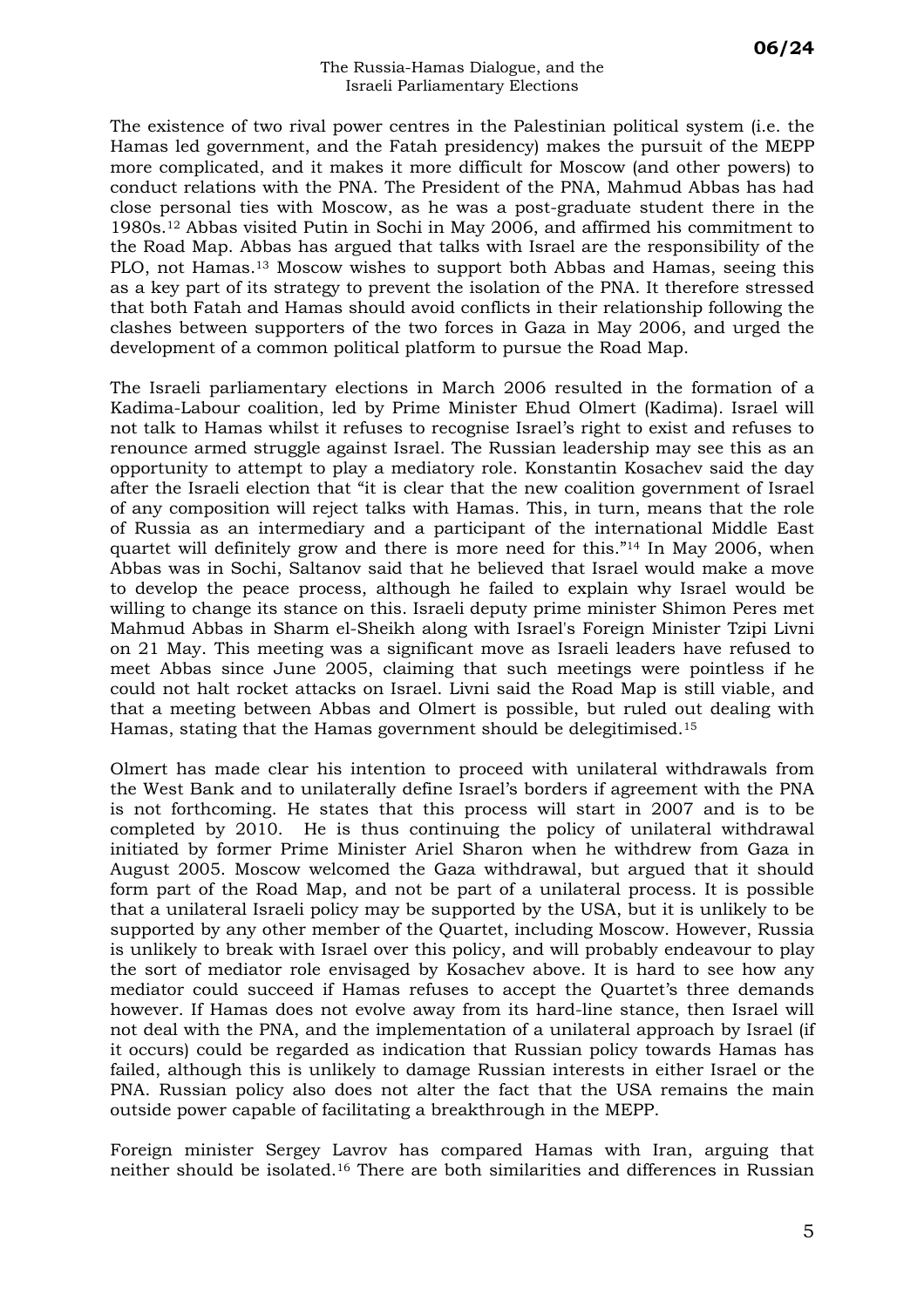The existence of two rival power centres in the Palestinian political system (i.e. the Hamas led government, and the Fatah presidency) makes the pursuit of the MEPP more complicated, and it makes it more difficult for Moscow (and other powers) to conduct relations with the PNA. The President of the PNA, Mahmud Abbas has had close personal ties with Moscow, as he was a post-graduate student there in the 1980s.[12] Abbas visited Putin in Sochi in May 2006, and affirmed his commitment to the Road Map. Abbas has argued that talks with Israel are the responsibility of the PLO, not Hamas.[13] Moscow wishes to support both Abbas and Hamas, seeing this as a key part of its strategy to prevent the isolation of the PNA. It therefore stressed that both Fatah and Hamas should avoid conflicts in their relationship following the clashes between supporters of the two forces in Gaza in May 2006, and urged the development of a common political platform to pursue the Road Map.

The Israeli parliamentary elections in March 2006 resulted in the formation of a Kadima-Labour coalition, led by Prime Minister Ehud Olmert (Kadima). Israel will not talk to Hamas whilst it refuses to recognise Israel's right to exist and refuses to renounce armed struggle against Israel. The Russian leadership may see this as an opportunity to attempt to play a mediatory role. Konstantin Kosachev said the day after the Israeli election that "it is clear that the new coalition government of Israel of any composition will reject talks with Hamas. This, in turn, means that the role of Russia as an intermediary and a participant of the international Middle East quartet will definitely grow and there is more need for this."[14] In May 2006, when Abbas was in Sochi, Saltanov said that he believed that Israel would make a move to develop the peace process, although he failed to explain why Israel would be willing to change its stance on this. Israeli deputy prime minister Shimon Peres met Mahmud Abbas in Sharm el-Sheikh along with Israel's Foreign Minister Tzipi Livni on 21 May. This meeting was a significant move as Israeli leaders have refused to meet Abbas since June 2005, claiming that such meetings were pointless if he could not halt rocket attacks on Israel. Livni said the Road Map is still viable, and that a meeting between Abbas and Olmert is possible, but ruled out dealing with Hamas, stating that the Hamas government should be delegitimised.[15]

Olmert has made clear his intention to proceed with unilateral withdrawals from the West Bank and to unilaterally define Israel's borders if agreement with the PNA is not forthcoming. He states that this process will start in 2007 and is to be completed by 2010. He is thus continuing the policy of unilateral withdrawal initiated by former Prime Minister Ariel Sharon when he withdrew from Gaza in August 2005. Moscow welcomed the Gaza withdrawal, but argued that it should form part of the Road Map, and not be part of a unilateral process. It is possible that a unilateral Israeli policy may be supported by the USA, but it is unlikely to be supported by any other member of the Quartet, including Moscow. However, Russia is unlikely to break with Israel over this policy, and will probably endeavour to play the sort of mediator role envisaged by Kosachev above. It is hard to see how any mediator could succeed if Hamas refuses to accept the Quartet's three demands however. If Hamas does not evolve away from its hard-line stance, then Israel will not deal with the PNA, and the implementation of a unilateral approach by Israel (if it occurs) could be regarded as indication that Russian policy towards Hamas has failed, although this is unlikely to damage Russian interests in either Israel or the PNA. Russian policy also does not alter the fact that the USA remains the main outside power capable of facilitating a breakthrough in the MEPP.

Foreign minister Sergey Lavrov has compared Hamas with Iran, arguing that neither should be isolated.[16] There are both similarities and differences in Russian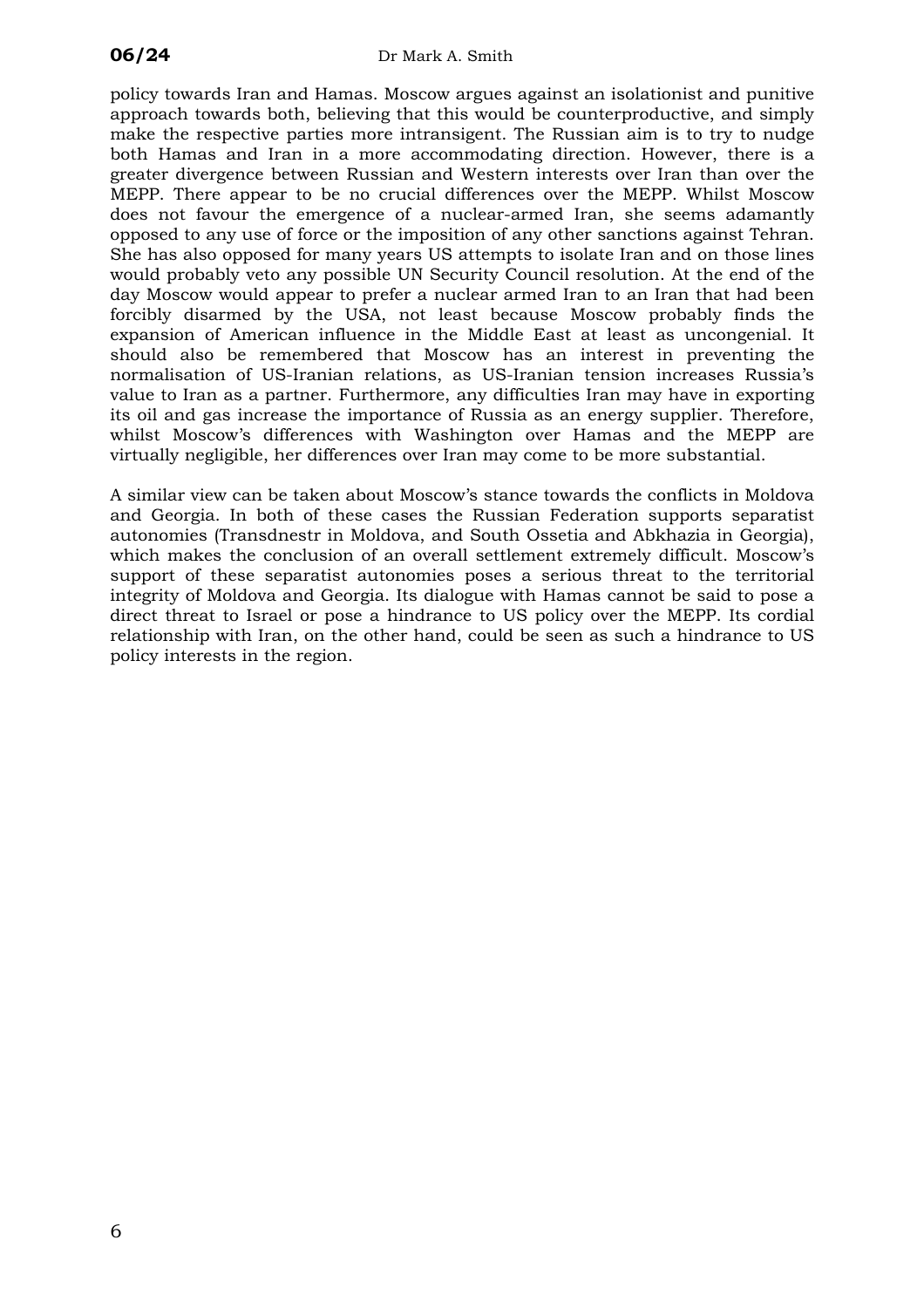policy towards Iran and Hamas. Moscow argues against an isolationist and punitive approach towards both, believing that this would be counterproductive, and simply make the respective parties more intransigent. The Russian aim is to try to nudge both Hamas and Iran in a more accommodating direction. However, there is a greater divergence between Russian and Western interests over Iran than over the MEPP. There appear to be no crucial differences over the MEPP. Whilst Moscow does not favour the emergence of a nuclear-armed Iran, she seems adamantly opposed to any use of force or the imposition of any other sanctions against Tehran. She has also opposed for many years US attempts to isolate Iran and on those lines would probably veto any possible UN Security Council resolution. At the end of the day Moscow would appear to prefer a nuclear armed Iran to an Iran that had been forcibly disarmed by the USA, not least because Moscow probably finds the expansion of American influence in the Middle East at least as uncongenial. It should also be remembered that Moscow has an interest in preventing the normalisation of US-Iranian relations, as US-Iranian tension increases Russia's value to Iran as a partner. Furthermore, any difficulties Iran may have in exporting its oil and gas increase the importance of Russia as an energy supplier. Therefore, whilst Moscow's differences with Washington over Hamas and the MEPP are virtually negligible, her differences over Iran may come to be more substantial.

A similar view can be taken about Moscow's stance towards the conflicts in Moldova and Georgia. In both of these cases the Russian Federation supports separatist autonomies (Transdnestr in Moldova, and South Ossetia and Abkhazia in Georgia), which makes the conclusion of an overall settlement extremely difficult. Moscow's support of these separatist autonomies poses a serious threat to the territorial integrity of Moldova and Georgia. Its dialogue with Hamas cannot be said to pose a direct threat to Israel or pose a hindrance to US policy over the MEPP. Its cordial relationship with Iran, on the other hand, could be seen as such a hindrance to US policy interests in the region.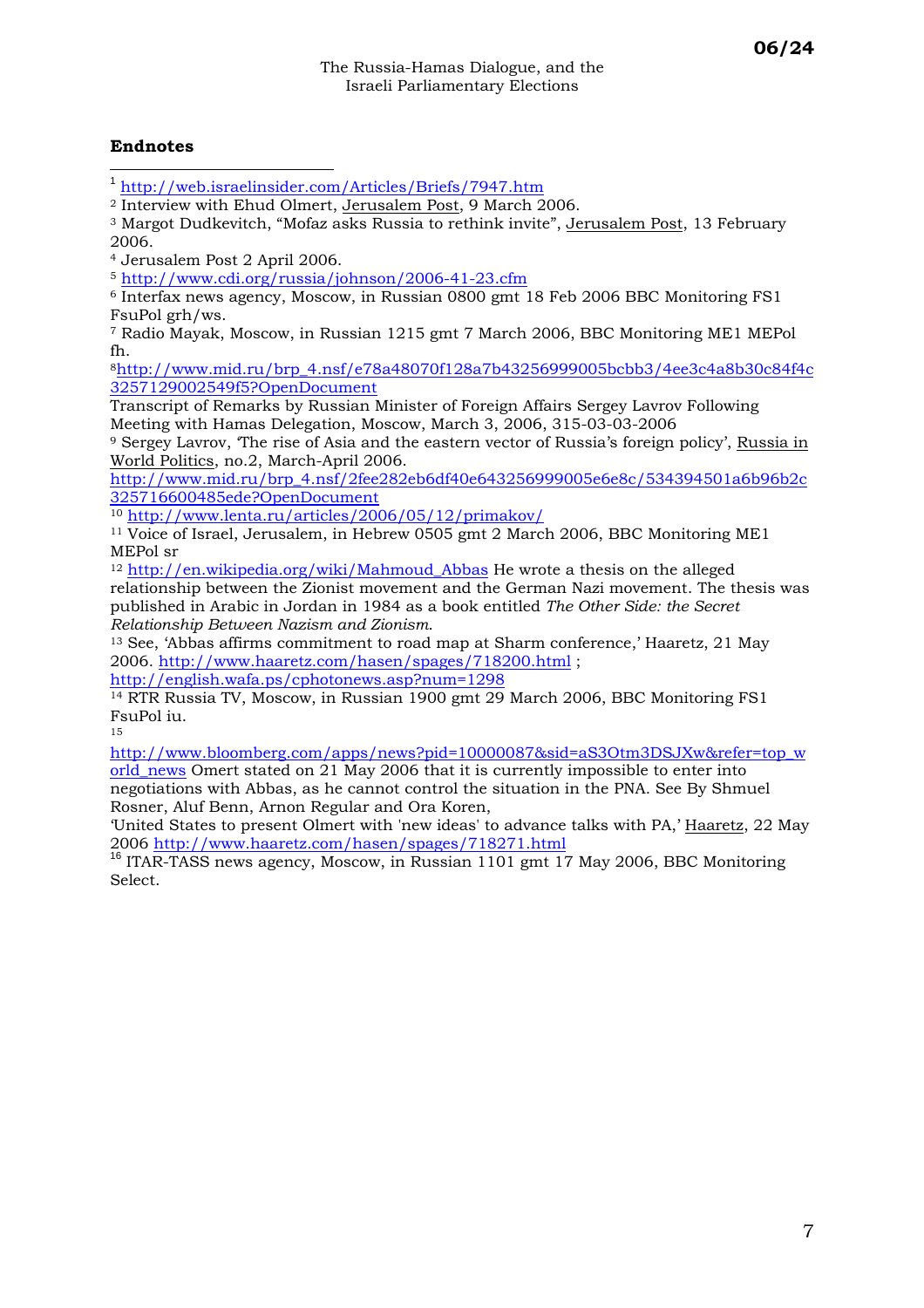## Endnotes

[1] http://web.israelinsider.com/Articles/Briefs/7947.htm

[2] Interview with Ehud Olmert, Jerusalem Post, 9 March 2006.

[3] Margot Dudkevitch, "Mofaz asks Russia to rethink invite", Jerusalem Post, 13 February 2006.

[4] Jerusalem Post 2 April 2006.

[5] http://www.cdi.org/russia/johnson/2006-41-23.cfm

[6] Interfax news agency, Moscow, in Russian 0800 gmt 18 Feb 2006 BBC Monitoring FS1 FsuPol grh/ws.

[7] Radio Mayak, Moscow, in Russian 1215 gmt 7 March 2006, BBC Monitoring ME1 MEPol fh.

[8] http://www.mid.ru/brp_4.nsf/e78a48070f128a7b43256999005bcbb3/4ee3c4a8b30c84f4c3257129002549f5?OpenDocument
Transcript of Remarks by Russian Minister of Foreign Affairs Sergey Lavrov Following Meeting with Hamas Delegation, Moscow, March 3, 2006, 315-03-03-2006

[9] Sergey Lavrov, 'The rise of Asia and the eastern vector of Russia's foreign policy', Russia in World Politics, no.2, March-April 2006.
http://www.mid.ru/brp_4.nsf/2fee282eb6df40e643256999005e6e8c/534394501a6b96b2c325716600485ede?OpenDocument

[10] http://www.lenta.ru/articles/2006/05/12/primakov/

[11] Voice of Israel, Jerusalem, in Hebrew 0505 gmt 2 March 2006, BBC Monitoring ME1 MEPol sr

[12] http://en.wikipedia.org/wiki/Mahmoud_Abbas He wrote a thesis on the alleged relationship between the Zionist movement and the German Nazi movement. The thesis was published in Arabic in Jordan in 1984 as a book entitled *The Other Side: the Secret Relationship Between Nazism and Zionism*.

[13] See, 'Abbas affirms commitment to road map at Sharm conference,' Haaretz, 21 May 2006. http://www.haaretz.com/hasen/spages/718200.html ;
http://english.wafa.ps/cphotonews.asp?num=1298

[14] RTR Russia TV, Moscow, in Russian 1900 gmt 29 March 2006, BBC Monitoring FS1 FsuPol iu.

[15] http://www.bloomberg.com/apps/news?pid=10000087&sid=aS3Otm3DSJXw&refer=top_world_news Omert stated on 21 May 2006 that it is currently impossible to enter into negotiations with Abbas, as he cannot control the situation in the PNA. See By Shmuel Rosner, Aluf Benn, Arnon Regular and Ora Koren,
'United States to present Olmert with 'new ideas' to advance talks with PA,' Haaretz, 22 May 2006 http://www.haaretz.com/hasen/spages/718271.html

[16] ITAR-TASS news agency, Moscow, in Russian 1101 gmt 17 May 2006, BBC Monitoring Select.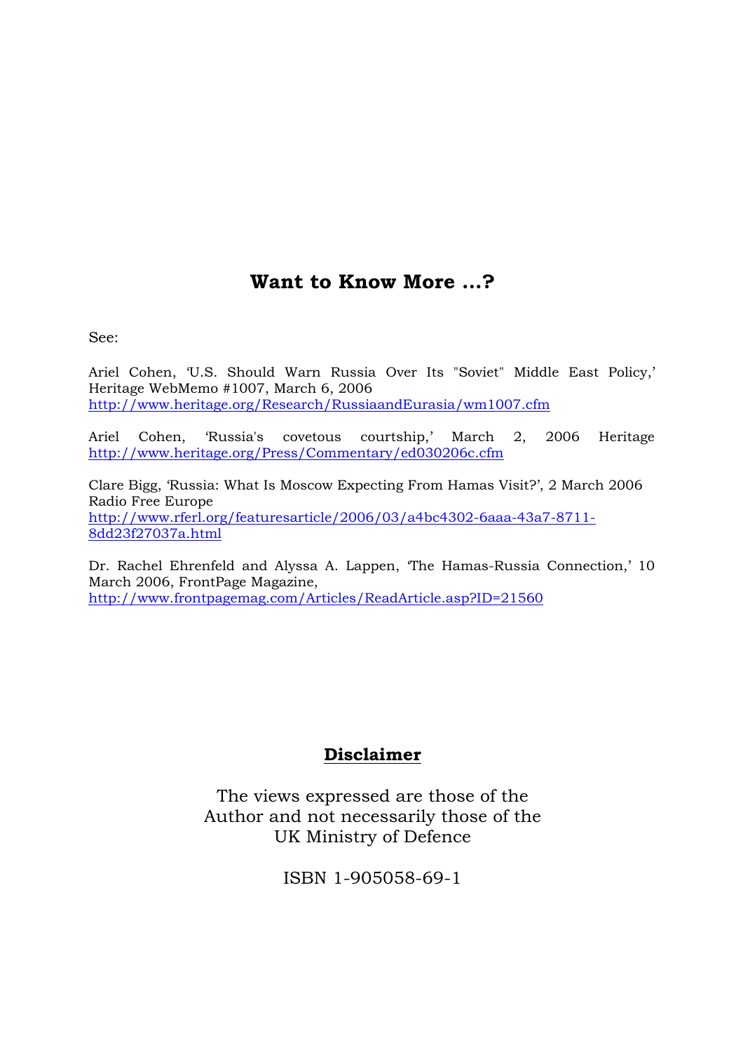## Want to Know More ...?

See:

Ariel Cohen, 'U.S. Should Warn Russia Over Its "Soviet" Middle East Policy,' Heritage WebMemo #1007, March 6, 2006
http://www.heritage.org/Research/RussiaandEurasia/wm1007.cfm

Ariel Cohen, 'Russia's covetous courtship,' March 2, 2006 Heritage
http://www.heritage.org/Press/Commentary/ed030206c.cfm

Clare Bigg, 'Russia: What Is Moscow Expecting From Hamas Visit?', 2 March 2006 Radio Free Europe
http://www.rferl.org/featuresarticle/2006/03/a4bc4302-6aaa-43a7-8711-8dd23f27037a.html

Dr. Rachel Ehrenfeld and Alyssa A. Lappen, 'The Hamas-Russia Connection,' 10 March 2006, FrontPage Magazine,
http://www.frontpagemag.com/Articles/ReadArticle.asp?ID=21560

## Disclaimer

The views expressed are those of the Author and not necessarily those of the UK Ministry of Defence

ISBN 1-905058-69-1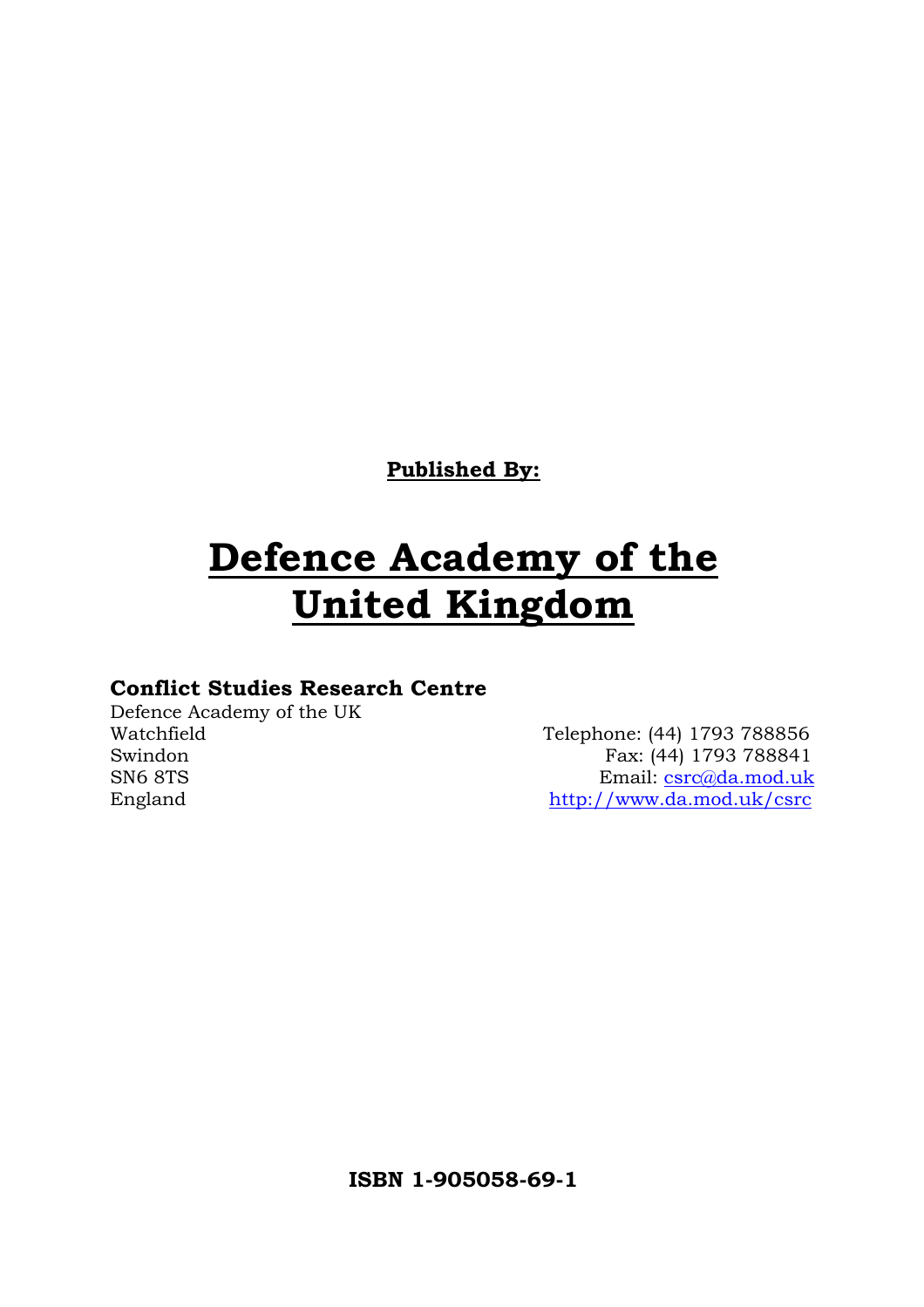**Published By:**

# Defence Academy of the United Kingdom

**Conflict Studies Research Centre**

Defence Academy of the UK
Watchfield
Swindon
SN6 8TS
England

Telephone: (44) 1793 788856
Fax: (44) 1793 788841
Email: csrc@da.mod.uk
http://www.da.mod.uk/csrc

**ISBN 1-905058-69-1**